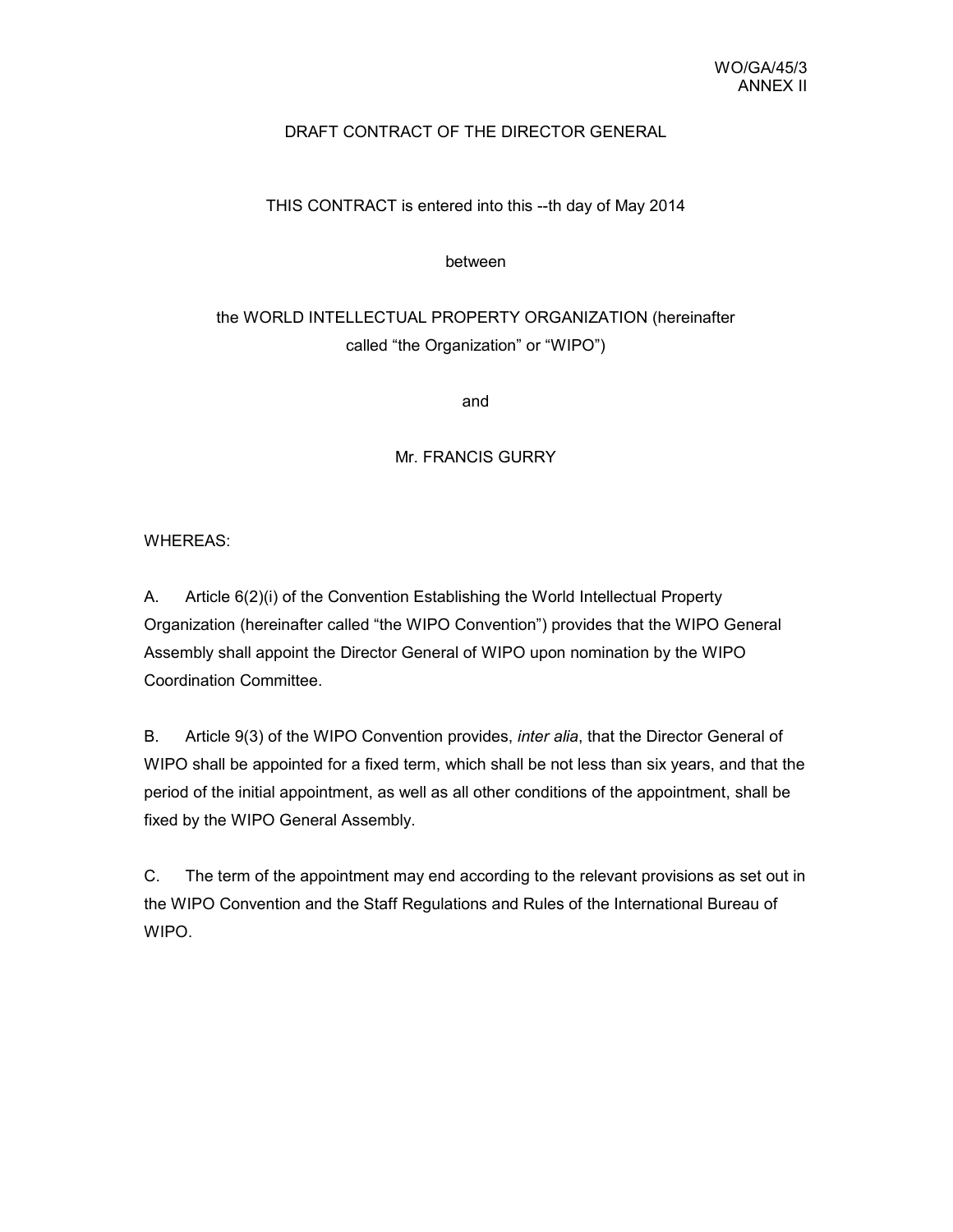WO/GA/45/3
ANNEX II

# DRAFT CONTRACT OF THE DIRECTOR GENERAL

THIS CONTRACT is entered into this --th day of May 2014

between

the WORLD INTELLECTUAL PROPERTY ORGANIZATION (hereinafter called "the Organization" or "WIPO")

and

Mr. FRANCIS GURRY

WHEREAS:

A. Article 6(2)(i) of the Convention Establishing the World Intellectual Property Organization (hereinafter called "the WIPO Convention") provides that the WIPO General Assembly shall appoint the Director General of WIPO upon nomination by the WIPO Coordination Committee.

B. Article 9(3) of the WIPO Convention provides, *inter alia*, that the Director General of WIPO shall be appointed for a fixed term, which shall be not less than six years, and that the period of the initial appointment, as well as all other conditions of the appointment, shall be fixed by the WIPO General Assembly.

C. The term of the appointment may end according to the relevant provisions as set out in the WIPO Convention and the Staff Regulations and Rules of the International Bureau of WIPO.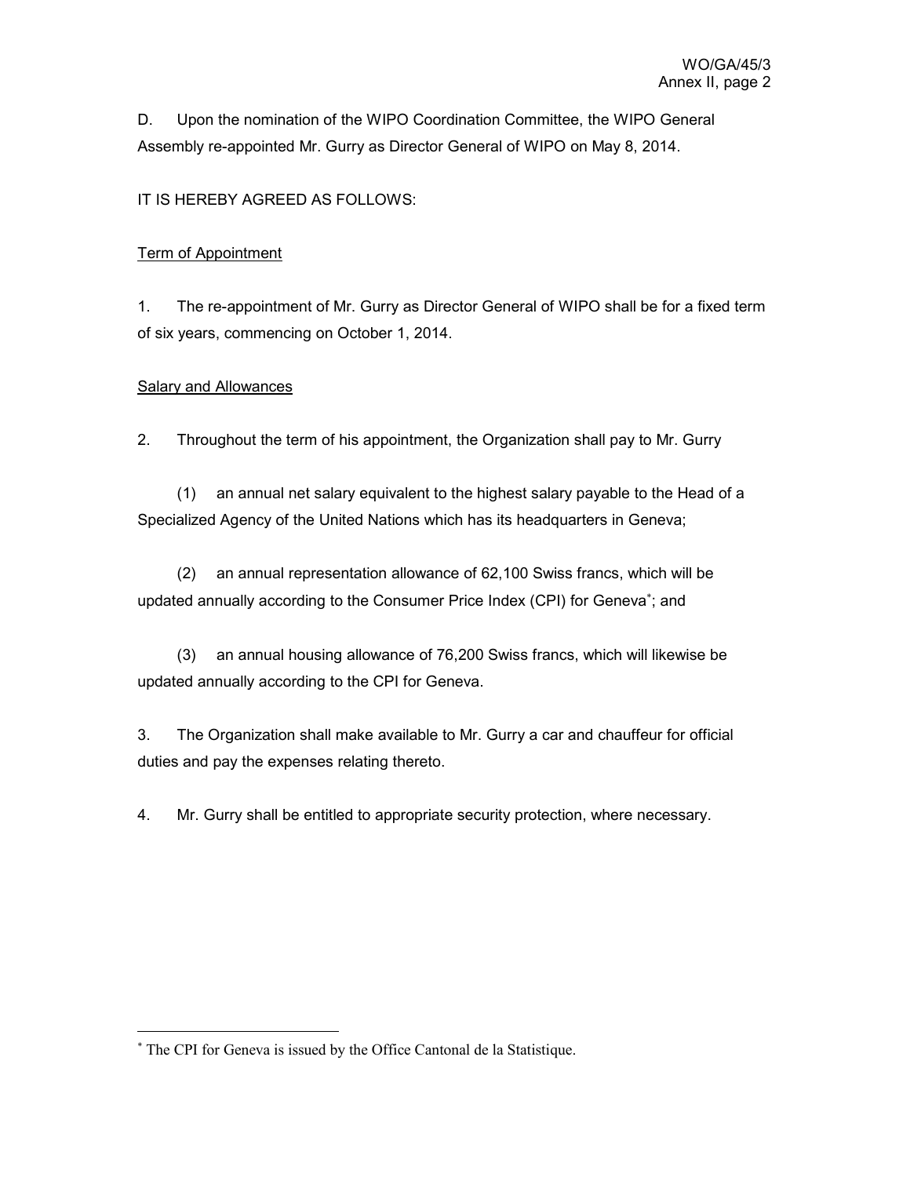D. Upon the nomination of the WIPO Coordination Committee, the WIPO General Assembly re-appointed Mr. Gurry as Director General of WIPO on May 8, 2014.

IT IS HEREBY AGREED AS FOLLOWS:

Term of Appointment

1. The re-appointment of Mr. Gurry as Director General of WIPO shall be for a fixed term of six years, commencing on October 1, 2014.

Salary and Allowances

2. Throughout the term of his appointment, the Organization shall pay to Mr. Gurry

(1) an annual net salary equivalent to the highest salary payable to the Head of a Specialized Agency of the United Nations which has its headquarters in Geneva;

(2) an annual representation allowance of 62,100 Swiss francs, which will be updated annually according to the Consumer Price Index (CPI) for Geneva[*]; and

(3) an annual housing allowance of 76,200 Swiss francs, which will likewise be updated annually according to the CPI for Geneva.

3. The Organization shall make available to Mr. Gurry a car and chauffeur for official duties and pay the expenses relating thereto.

4. Mr. Gurry shall be entitled to appropriate security protection, where necessary.

---

[*] The CPI for Geneva is issued by the Office Cantonal de la Statistique.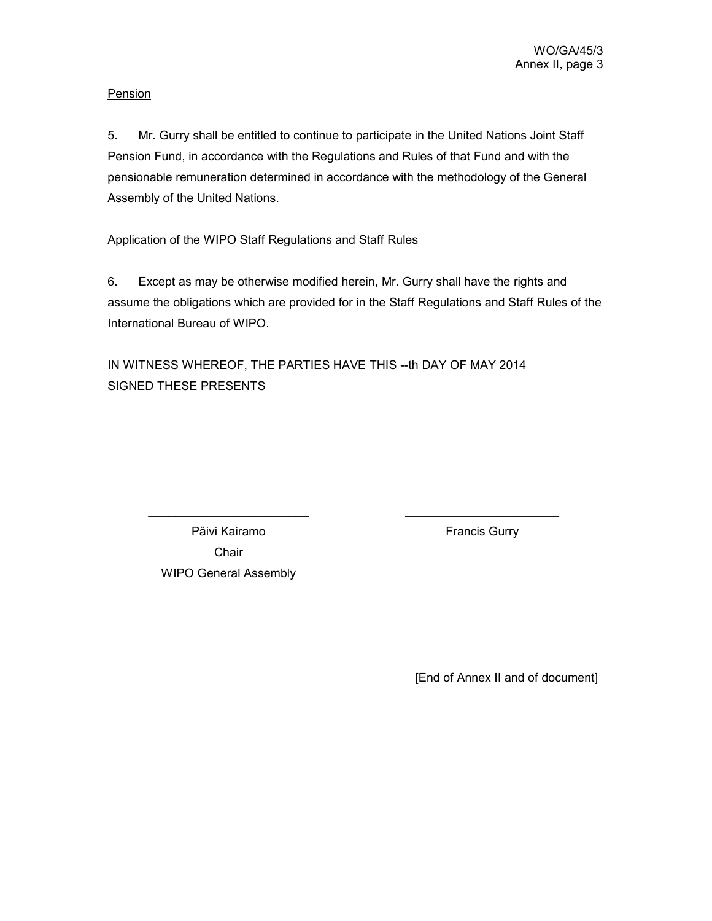Pension

5. Mr. Gurry shall be entitled to continue to participate in the United Nations Joint Staff Pension Fund, in accordance with the Regulations and Rules of that Fund and with the pensionable remuneration determined in accordance with the methodology of the General Assembly of the United Nations.

Application of the WIPO Staff Regulations and Staff Rules

6. Except as may be otherwise modified herein, Mr. Gurry shall have the rights and assume the obligations which are provided for in the Staff Regulations and Staff Rules of the International Bureau of WIPO.

IN WITNESS WHEREOF, THE PARTIES HAVE THIS --th DAY OF MAY 2014
SIGNED THESE PRESENTS

| | |
|---|---|
| \_\_\_\_\_\_\_\_\_\_\_\_\_\_\_\_\_\_\_\_\_\_\_\_ | \_\_\_\_\_\_\_\_\_\_\_\_\_\_\_\_\_\_\_\_\_\_\_\_ |
| Päivi Kairamo<br>Chair<br>WIPO General Assembly | Francis Gurry |

[End of Annex II and of document]